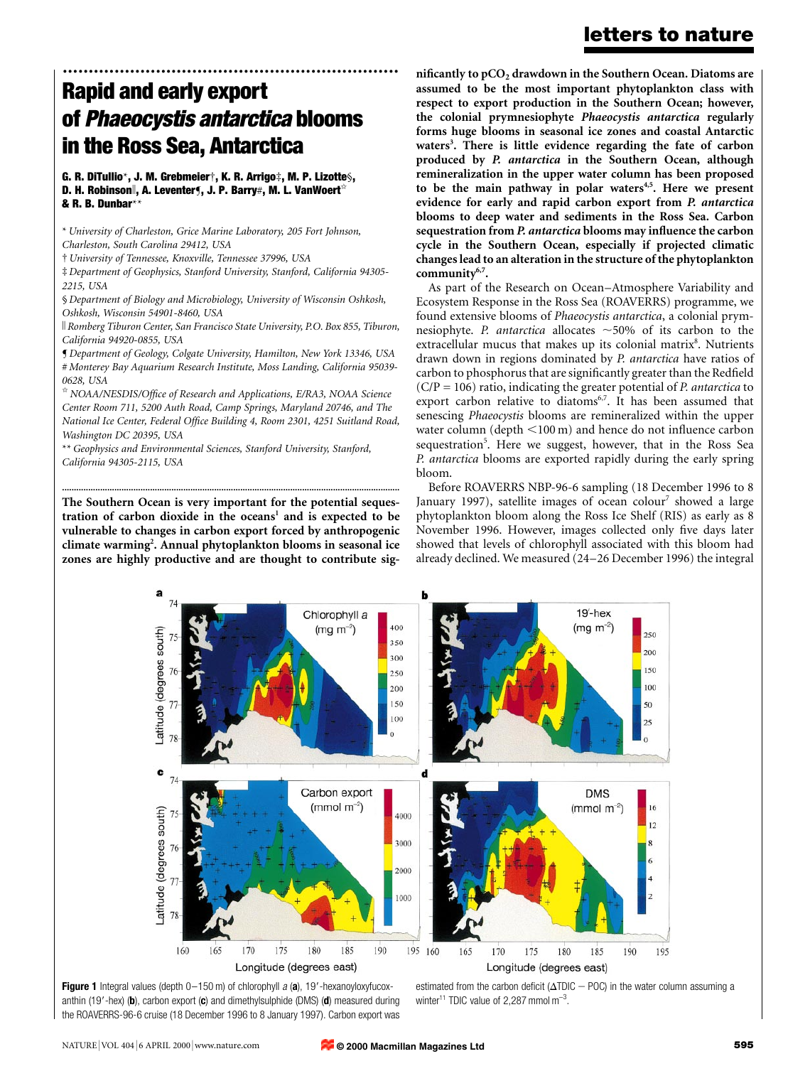# Rapid and early export of *Phaeocystis antarctica* blooms in the Ross Sea, Antarctica

**G. R. DiTullio\*, J. M. Grebmeier†, K. R. Arrigo‡, M. P. Lizotte§, D. H. Robinson‖, A. Leventer¶, J. P. Barry#, M. L. VanWoert☆ & R. B. Dunbar\*\***

\* University of Charleston, Grice Marine Laboratory, 205 Fort Johnson, Charleston, South Carolina 29412, USA

† University of Tennessee, Knoxville, Tennessee 37996, USA

‡ Department of Geophysics, Stanford University, Stanford, California 94305-2215, USA

§ Department of Biology and Microbiology, University of Wisconsin Oshkosh, Oshkosh, Wisconsin 54901-8460, USA

‖ Romberg Tiburon Center, San Francisco State University, P.O. Box 855, Tiburon, California 94920-0855, USA

¶ Department of Geology, Colgate University, Hamilton, New York 13346, USA

\# Monterey Bay Aquarium Research Institute, Moss Landing, California 95039-0628, USA

☆ NOAA/NESDIS/Office of Research and Applications, E/RA3, NOAA Science Center Room 711, 5200 Auth Road, Camp Springs, Maryland 20746, and The National Ice Center, Federal Office Building 4, Room 2301, 4251 Suitland Road, Washington DC 20395, USA

\*\* Geophysics and Environmental Sciences, Stanford University, Stanford, California 94305-2115, USA

**The Southern Ocean is very important for the potential sequestration of carbon dioxide in the oceans[1] and is expected to be vulnerable to changes in carbon export forced by anthropogenic climate warming[2]. Annual phytoplankton blooms in seasonal ice zones are highly productive and are thought to contribute significantly to $pCO_2$ drawdown in the Southern Ocean. Diatoms are assumed to be the most important phytoplankton class with respect to export production in the Southern Ocean; however, the colonial prymnesiophyte *Phaeocystis antarctica* regularly forms huge blooms in seasonal ice zones and coastal Antarctic waters[3]. There is little evidence regarding the fate of carbon produced by *P. antarctica* in the Southern Ocean, although remineralization in the upper water column has been proposed to be the main pathway in polar waters[4,5]. Here we present evidence for early and rapid carbon export from *P. antarctica* blooms to deep water and sediments in the Ross Sea. Carbon sequestration from *P. antarctica* blooms may influence the carbon cycle in the Southern Ocean, especially if projected climatic changes lead to an alteration in the structure of the phytoplankton community[6,7].**

As part of the Research on Ocean–Atmosphere Variability and Ecosystem Response in the Ross Sea (ROAVERRS) programme, we found extensive blooms of *Phaeocystis antarctica*, a colonial prymnesiophyte. *P. antarctica* allocates ~50% of its carbon to the extracellular mucus that makes up its colonial matrix[8]. Nutrients drawn down in regions dominated by *P. antarctica* have ratios of carbon to phosphorus that are significantly greater than the Redfield (C/P = 106) ratio, indicating the greater potential of *P. antarctica* to export carbon relative to diatoms[6,7]. It has been assumed that senescing *Phaeocystis* blooms are remineralized within the upper water column (depth <100 m) and hence do not influence carbon sequestration[5]. Here we suggest, however, that in the Ross Sea *P. antarctica* blooms are exported rapidly during the early spring bloom.

Before ROAVERRS NBP-96-6 sampling (18 December 1996 to 8 January 1997), satellite images of ocean colour[7] showed a large phytoplankton bloom along the Ross Ice Shelf (RIS) as early as 8 November 1996. However, images collected only five days later showed that levels of chlorophyll associated with this bloom had already declined. We measured (24–26 December 1996) the integral

**Figure 1** Integral values (depth 0–150 m) of chlorophyll *a* (**a**), 19′-hexanoyloxyfucoxanthin (19′-hex) (**b**), carbon export (**c**) and dimethylsulphide (DMS) (**d**) measured during the ROAVERRS-96-6 cruise (18 December 1996 to 8 January 1997). Carbon export was estimated from the carbon deficit (ΔTDIC − POC) in the water column assuming a winter[11] TDIC value of 2,287 mmol $m^{-3}$.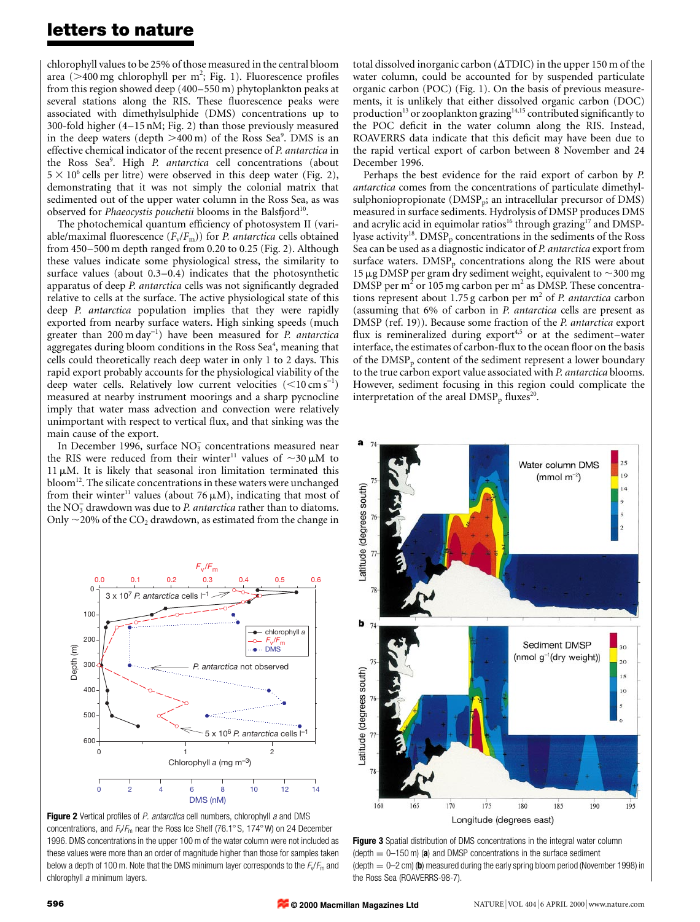chlorophyll values to be 25% of those measured in the central bloom area (>400 mg chlorophyll per $m^2$; Fig. 1). Fluorescence profiles from this region showed deep (400–550 m) phytoplankton peaks at several stations along the RIS. These fluorescence peaks were associated with dimethylsulphide (DMS) concentrations up to 300-fold higher (4–15 nM; Fig. 2) than those previously measured in the deep waters (depth >400 m) of the Ross Sea[9]. DMS is an effective chemical indicator of the recent presence of *P. antarctica* in the Ross Sea[9]. High *P. antarctica* cell concentrations (about $5 \times 10^6$ cells per litre) were observed in this deep water (Fig. 2), demonstrating that it was not simply the colonial matrix that sedimented out of the upper water column in the Ross Sea, as was observed for *Phaeocystis pouchetii* blooms in the Balsfjord[10].

The photochemical quantum efficiency of photosystem II (variable/maximal fluorescence ($F_v/F_m$)) for *P. antarctica* cells obtained from 450–500 m depth ranged from 0.20 to 0.25 (Fig. 2). Although these values indicate some physiological stress, the similarity to surface values (about 0.3–0.4) indicates that the photosynthetic apparatus of deep *P. antarctica* cells was not significantly degraded relative to cells at the surface. The active physiological state of this deep *P. antarctica* population implies that they were rapidly exported from nearby surface waters. High sinking speeds (much greater than 200 m $day^{-1}$) have been measured for *P. antarctica* aggregates during bloom conditions in the Ross Sea[4], meaning that cells could theoretically reach deep water in only 1 to 2 days. This rapid export probably accounts for the physiological viability of the deep water cells. Relatively low current velocities (<10 cm $s^{-1}$) measured at nearby instrument moorings and a sharp pycnocline imply that water mass advection and convection were relatively unimportant with respect to vertical flux, and that sinking was the main cause of the export.

In December 1996, surface $NO_3^-$ concentrations measured near the RIS were reduced from their winter[11] values of ~30 μM to 11 μM. It is likely that seasonal iron limitation terminated this bloom[12]. The silicate concentrations in these waters were unchanged from their winter[11] values (about 76 μM), indicating that most of the $NO_3^-$ drawdown was due to *P. antarctica* rather than to diatoms. Only ~20% of the $CO_2$ drawdown, as estimated from the change in total dissolved inorganic carbon (ΔTDIC) in the upper 150 m of the water column, could be accounted for by suspended particulate organic carbon (POC) (Fig. 1). On the basis of previous measurements, it is unlikely that either dissolved organic carbon (DOC) production[13] or zooplankton grazing[14,15] contributed significantly to the POC deficit in the water column along the RIS. Instead, ROAVERRS data indicate that this deficit may have been due to the rapid vertical export of carbon between 8 November and 24 December 1996.

Perhaps the best evidence for the raid export of carbon by *P. antarctica* comes from the concentrations of particulate dimethylsulphoniopropionate ($DMSP_p$; an intracellular precursor of DMS) measured in surface sediments. Hydrolysis of DMSP produces DMS and acrylic acid in equimolar ratios[16] through grazing[17] and DMSP-lyase activity[18]. $DMSP_p$ concentrations in the sediments of the Ross Sea can be used as a diagnostic indicator of *P. antarctica* export from surface waters. $DMSP_p$ concentrations along the RIS were about 15 μg DMSP per gram dry sediment weight, equivalent to ~300 mg DMSP per $m^2$ or 105 mg carbon per $m^2$ as DMSP. These concentrations represent about 1.75 g carbon per $m^2$ of *P. antarctica* carbon (assuming that 6% of carbon in *P. antarctica* cells are present as DMSP (ref. 19)). Because some fraction of the *P. antarctica* export flux is remineralized during export[4,5] or at the sediment–water interface, the estimates of carbon-flux to the ocean floor on the basis of the $DMSP_p$ content of the sediment represent a lower boundary to the true carbon export value associated with *P. antarctica* blooms. However, sediment focusing in this region could complicate the interpretation of the areal $DMSP_p$ fluxes[20].

**Figure 2** Vertical profiles of *P. antarctica* cell numbers, chlorophyll *a* and DMS concentrations, and $F_v/F_m$ near the Ross Ice Shelf (76.1° S, 174° W) on 24 December 1996. DMS concentrations in the upper 100 m of the water column were not included as these values were more than an order of magnitude higher than those for samples taken below a depth of 100 m. Note that the DMS minimum layer corresponds to the $F_v/F_m$ and chlorophyll *a* minimum layers.

**Figure 3** Spatial distribution of DMS concentrations in the integral water column (depth = 0–150 m) (**a**) and DMSP concentrations in the surface sediment (depth = 0–2 cm) (**b**) measured during the early spring bloom period (November 1998) in the Ross Sea (ROAVERRS-98-7).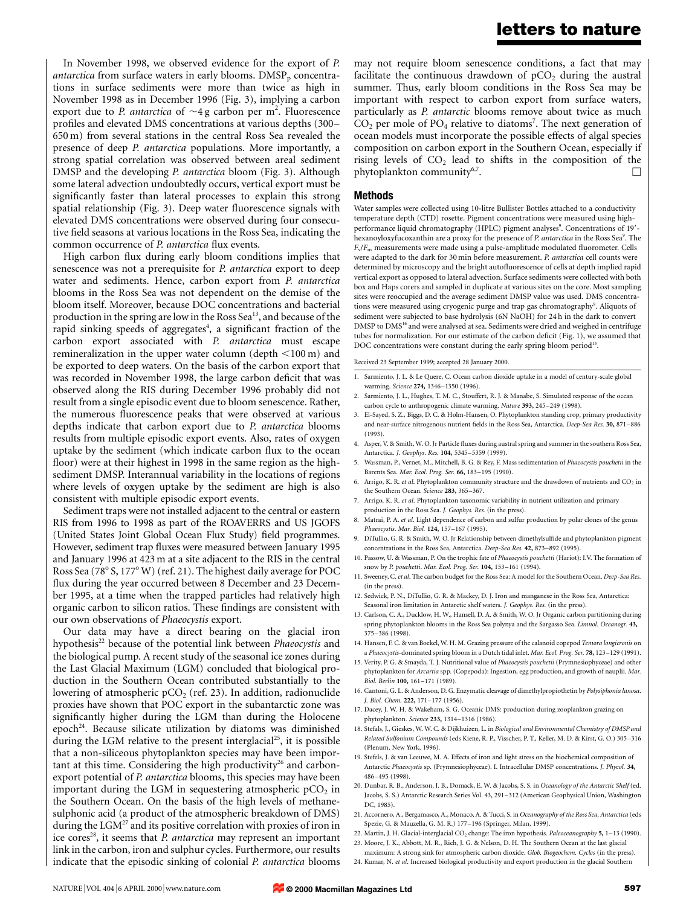In November 1998, we observed evidence for the export of *P. antarctica* from surface waters in early blooms. $DMSP_p$ concentrations in surface sediments were more than twice as high in November 1998 as in December 1996 (Fig. 3), implying a carbon export due to *P. antarctica* of ~4 g carbon per $m^2$. Fluorescence profiles and elevated DMS concentrations at various depths (300–650 m) from several stations in the central Ross Sea revealed the presence of deep *P. antarctica* populations. More importantly, a strong spatial correlation was observed between areal sediment DMSP and the developing *P. antarctica* bloom (Fig. 3). Although some lateral advection undoubtedly occurs, vertical export must be significantly faster than lateral processes to explain this strong spatial relationship (Fig. 3). Deep water fluorescence signals with elevated DMS concentrations were observed during four consecutive field seasons at various locations in the Ross Sea, indicating the common occurrence of *P. antarctica* flux events.

High carbon flux during early bloom conditions implies that senescence was not a prerequisite for *P. antarctica* export to deep water and sediments. Hence, carbon export from *P. antarctica* blooms in the Ross Sea was not dependent on the demise of the bloom itself. Moreover, because DOC concentrations and bacterial production in the spring are low in the Ross Sea[13], and because of the rapid sinking speeds of aggregates[4], a significant fraction of the carbon export associated with *P. antarctica* must escape remineralization in the upper water column (depth <100 m) and be exported to deep waters. On the basis of the carbon export that was recorded in November 1998, the large carbon deficit that was observed along the RIS during December 1996 probably did not result from a single episodic event due to bloom senescence. Rather, the numerous fluorescence peaks that were observed at various depths indicate that carbon export due to *P. antarctica* blooms results from multiple episodic export events. Also, rates of oxygen uptake by the sediment (which indicate carbon flux to the ocean floor) were at their highest in 1998 in the same region as the high-sediment DMSP. Interannual variability in the locations of regions where levels of oxygen uptake by the sediment are high is also consistent with multiple episodic export events.

Sediment traps were not installed adjacent to the central or eastern RIS from 1996 to 1998 as part of the ROAVERRS and US JGOFS (United States Joint Global Ocean Flux Study) field programmes. However, sediment trap fluxes were measured between January 1995 and January 1996 at 423 m at a site adjacent to the RIS in the central Ross Sea (78° S, 177° W) (ref. 21). The highest daily average for POC flux during the year occurred between 8 December and 23 December 1995, at a time when the trapped particles had relatively high organic carbon to silicon ratios. These findings are consistent with our own observations of *Phaeocystis* export.

Our data may have a direct bearing on the glacial iron hypothesis[22] because of the potential link between *Phaeocystis* and the biological pump. A recent study of the seasonal ice zones during the Last Glacial Maximum (LGM) concluded that biological production in the Southern Ocean contributed substantially to the lowering of atmospheric $pCO_2$ (ref. 23). In addition, radionuclide proxies have shown that POC export in the subantarctic zone was significantly higher during the LGM than during the Holocene epoch[24]. Because silicate utilization by diatoms was diminished during the LGM relative to the present interglacial[25], it is possible that a non-siliceous phytoplankton species may have been important at this time. Considering the high productivity[26] and carbon-export potential of *P. antarctica* blooms, this species may have been important during the LGM in sequestering atmospheric $pCO_2$ in the Southern Ocean. On the basis of the high levels of methanesulphonic acid (a product of the atmospheric breakdown of DMS) during the LGM[27] and its positive correlation with proxies of iron in ice cores[28], it seems that *P. antarctica* may represent an important link in the carbon, iron and sulphur cycles. Furthermore, our results indicate that the episodic sinking of colonial *P. antarctica* blooms may not require bloom senescence conditions, a fact that may facilitate the continuous drawdown of $pCO_2$ during the austral summer. Thus, early bloom conditions in the Ross Sea may be important with respect to carbon export from surface waters, particularly as *P. antarctic* blooms remove about twice as much $CO_2$ per mole of $PO_4$ relative to diatoms[7]. The next generation of ocean models must incorporate the possible effects of algal species composition on carbon export in the Southern Ocean, especially if rising levels of $CO_2$ lead to shifts in the composition of the phytoplankton community[6,7]. □

## Methods

Water samples were collected using 10-litre Bullister Bottles attached to a conductivity temperature depth (CTD) rosette. Pigment concentrations were measured using high-performance liquid chromatography (HPLC) pigment analyses[9]. Concentrations of 19′-hexanoyloxyfucoxanthin are a proxy for the presence of *P. antarctica* in the Ross Sea[9]. The $F_v/F_m$ measurements were made using a pulse-amplitude modulated fluorometer. Cells were adapted to the dark for 30 min before measurement. *P. antarctica* cell counts were determined by microscopy and the bright autofluorescence of cells at depth implied rapid vertical export as opposed to lateral advection. Surface sediments were collected with both box and Haps corers and sampled in duplicate at various sites on the core. Most sampling sites were reoccupied and the average sediment DMSP value was used. DMS concentrations were measured using cryogenic purge and trap gas chromatography[9]. Aliquots of sediment were subjected to base hydrolysis (6N NaOH) for 24 h in the dark to convert DMSP to DMS[16] and were analysed at sea. Sediments were dried and weighed in centrifuge tubes for normalization. For our estimate of the carbon deficit (Fig. 1), we assumed that DOC concentrations were constant during the early spring bloom period[13].

Received 23 September 1999; accepted 28 January 2000.

1. Sarmiento, J. L. & Le Quere, C. Ocean carbon dioxide uptake in a model of century-scale global warming. *Science* **274,** 1346–1350 (1996).
2. Sarmiento, J. L., Hughes, T. M. C., Stouffert, R. J. & Manabe, S. Simulated response of the ocean carbon cycle to anthropogenic climate warming. *Nature* **393,** 245–249 (1998).
3. El-Sayed, S. Z., Biggs, D. C. & Holm-Hansen, O. Phytoplankton standing crop, primary productivity and near-surface nitrogenous nutrient fields in the Ross Sea, Antarctica. *Deep-Sea Res.* **30,** 871–886 (1993).
4. Asper, V. & Smith, W. O. Jr Particle fluxes during austral spring and summer in the southern Ross Sea, Antarctica. *J. Geophys. Res.* **104,** 5345–5359 (1999).
5. Wassman, P., Vernet, M., Mitchell, B. G. & Rey, F. Mass sedimentation of *Phaeocystis pouchetii* in the Barents Sea. *Mar. Ecol. Prog. Ser.* **66,** 183–195 (1990).
6. Arrigo, K. R. *et al.* Phytoplankton community structure and the drawdown of nutrients and $CO_2$ in the Southern Ocean. *Science* **283,** 365–367.
7. Arrigo, K. R. *et al.* Phytoplankton taxonomic variability in nutrient utilization and primary production in the Ross Sea. *J. Geophys. Res.* (in the press).
8. Matrai, P. A. *et al.* Light dependence of carbon and sulfur production by polar clones of the genus *Phaeocystis*. *Mar. Biol.* **124,** 157–167 (1995).
9. DiTullio, G. R. & Smith, W. O. Jr Relationship between dimethylsulfide and phytoplankton pigment concentrations in the Ross Sea, Antarctica. *Deep-Sea Res.* **42,** 873–892 (1995).
10. Passow, U. & Wassman, P. On the trophic fate of *Phaeocystis pouchetti* (Hariot): I.V. The formation of snow by *P. pouchetti*. *Mar. Ecol. Prog. Ser.* **104,** 153–161 (1994).
11. Sweeney, C. *et al.* The carbon budget for the Ross Sea: A model for the Southern Ocean. *Deep-Sea Res.* (in the press).
12. Sedwick, P. N., DiTullio, G. R. & Mackey, D. J. Iron and manganese in the Ross Sea, Antarctica: Seasonal iron limitation in Antarctic shelf waters. *J. Geophys. Res.* (in the press).
13. Carlson, C. A., Ducklow, H. W., Hansell, D. A. & Smith, W. O. Jr Organic carbon partitioning during spring phytoplankton blooms in the Ross Sea polynya and the Sargasso Sea. *Limnol. Oceanogr.* **43,** 375–386 (1998).
14. Hansen, F. C. & van Boekel, W. H. M. Grazing pressure of the calanoid copepod *Temora longicronis* on a *Phaeocystis*-dominated spring bloom in a Dutch tidal inlet. *Mar. Ecol. Prog. Ser.* **78,** 123–129 (1991).
15. Verity, P. G. & Smayda, T. J. Nutritional value of *Phaeocystis pouchetii* (Prymnesiophyceae) and other phytoplankton for *Arcartia* spp. (Copepoda): Ingestion, egg production, and growth of nauplii. *Mar. Biol. Berlin* **100,** 161–171 (1989).
16. Cantoni, G. L. & Anderson, D. G. Enzymatic cleavage of dimethylpropiothetin by *Polysiphonia lanosa*. *J. Biol. Chem.* **222,** 171–177 (1956).
17. Dacey, J. W. H. & Wakeham, S. G. Oceanic DMS: production during zooplankton grazing on phytoplankton. *Science* **233,** 1314–1316 (1986).
18. Stefals, J., Gieskes, W. W. C. & Dijkhuizen, L. in *Biological and Environmental Chemistry of DMSP and Related Sulfonium Compounds* (eds Kiene, R. P., Visscher, P. T., Keller, M. D. & Kirst, G. O.) 305–316 (Plenum, New York, 1996).
19. Stefels, J. & van Leeuwe, M. A. Effects of iron and light stress on the biochemical composition of Antarctic *Phaeocystis* sp. (Prymnesiophyceae). I. Intracellular DMSP concentrations. *J. Phycol.* **34,** 486–495 (1998).
20. Dunbar, R. B., Anderson, J. B., Domack, E. W. & Jacobs, S. S. in *Oceanology of the Antarctic Shelf* (ed. Jacobs, S. S.) Antarctic Research Series Vol. 43, 291–312 (American Geophysical Union, Washington DC, 1985).
21. Accornero, A., Bergamasco, A., Monaco, A. & Tucci, S. in *Oceanography of the Ross Sea, Antarctica* (eds Spezie, G. & Mauzella, G. M. R.) 177–196 (Springer, Milan, 1999).
22. Martin, J. H. Glacial-interglacial $CO_2$ change: The iron hypothesis. *Paleoceanography* **5,** 1–13 (1990).
23. Moore, J. K., Abbott, M. R., Rich, J. G. & Nelson, D. H. The Southern Ocean at the last glacial maximum: A strong sink for atmospheric carbon dioxide. *Glob. Biogeochem. Cycles* (in the press).
24. Kumar, N. *et al.* Increased biological productivity and export production in the glacial Southern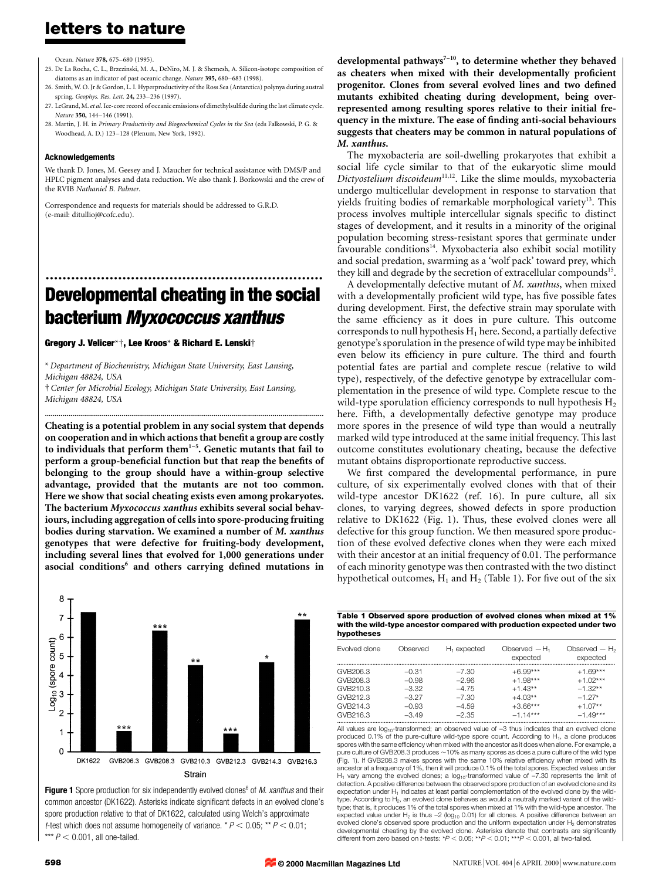Ocean. *Nature* **378,** 675–680 (1995).

25. De La Rocha, C. L., Brzezinski, M. A., DeNiro, M. J. & Shemesh, A. Silicon-isotope composition of diatoms as an indicator of past oceanic change. *Nature* **395,** 680–683 (1998).
26. Smith, W. O. Jr & Gordon, L. I. Hyperproductivity of the Ross Sea (Antarctica) polynya during austral spring. *Geophys. Res. Lett.* **24,** 233–236 (1997).
27. LeGrand, M. *et al*. Ice-core record of oceanic emissions of dimethylsulfide during the last climate cycle. *Nature* **350,** 144–146 (1991).
28. Martin, J. H. in *Primary Productivity and Biogeochemical Cycles in the Sea* (eds Falkowski, P. G. & Woodhead, A. D.) 123–128 (Plenum, New York, 1992).

#### Acknowledgements

We thank D. Jones, M. Geesey and J. Maucher for technical assistance with DMS/P and HPLC pigment analyses and data reduction. We also thank J. Borkowski and the crew of the RVIB *Nathaniel B. Palmer*.

Correspondence and requests for materials should be addressed to G.R.D. (e-mail: ditullioj@cofc.edu).

# Developmental cheating in the social bacterium *Myxococcus xanthus*

**Gregory J. Velicer*†, Lee Kroos* & Richard E. Lenski†**

\* *Department of Biochemistry, Michigan State University, East Lansing, Michigan 48824, USA*

† *Center for Microbial Ecology, Michigan State University, East Lansing, Michigan 48824, USA*

**Cheating is a potential problem in any social system that depends on cooperation and in which actions that benefit a group are costly to individuals that perform them[1–5]. Genetic mutants that fail to perform a group-beneficial function but that reap the benefits of belonging to the group should have a within-group selective advantage, provided that the mutants are not too common. Here we show that social cheating exists even among prokaryotes. The bacterium *Myxococcus xanthus* exhibits several social behaviours, including aggregation of cells into spore-producing fruiting bodies during starvation. We examined a number of *M. xanthus* genotypes that were defective for fruiting-body development, including several lines that evolved for 1,000 generations under asocial conditions[6] and others carrying defined mutations in developmental pathways[7–10], to determine whether they behaved as cheaters when mixed with their developmentally proficient progenitor. Clones from several evolved lines and two defined mutants exhibited cheating during development, being over-represented among resulting spores relative to their initial frequency in the mixture. The ease of finding anti-social behaviours suggests that cheaters may be common in natural populations of *M. xanthus*.**

The myxobacteria are soil-dwelling prokaryotes that exhibit a social life cycle similar to that of the eukaryotic slime mould *Dictyostelium discoideum*[11,12]. Like the slime moulds, myxobacteria undergo multicellular development in response to starvation that yields fruiting bodies of remarkable morphological variety[13]. This process involves multiple intercellular signals specific to distinct stages of development, and it results in a minority of the original population becoming stress-resistant spores that germinate under favourable conditions[14]. Myxobacteria also exhibit social motility and social predation, swarming as a 'wolf pack' toward prey, which they kill and degrade by the secretion of extracellular compounds[15].

A developmentally defective mutant of *M. xanthus*, when mixed with a developmentally proficient wild type, has five possible fates during development. First, the defective strain may sporulate with the same efficiency as it does in pure culture. This outcome corresponds to null hypothesis $H_1$ here. Second, a partially defective genotype's sporulation in the presence of wild type may be inhibited even below its efficiency in pure culture. The third and fourth potential fates are partial and complete rescue (relative to wild type), respectively, of the defective genotype by extracellular complementation in the presence of wild type. Complete rescue to the wild-type sporulation efficiency corresponds to null hypothesis $H_2$ here. Fifth, a developmentally defective genotype may produce more spores in the presence of wild type than would a neutrally marked wild type introduced at the same initial frequency. This last outcome constitutes evolutionary cheating, because the defective mutant obtains disproportionate reproductive success.

We first compared the developmental performance, in pure culture, of six experimentally evolved clones with that of their wild-type ancestor DK1622 (ref. 16). In pure culture, all six clones, to varying degrees, showed defects in spore production relative to DK1622 (Fig. 1). Thus, these evolved clones were all defective for this group function. We then measured spore production of these evolved defective clones when they were each mixed with their ancestor at an initial frequency of 0.01. The performance of each minority genotype was then contrasted with the two distinct hypothetical outcomes, $H_1$ and $H_2$ (Table 1). For five out of the six

Log10 (spore count)
0 1 2 3 4 5 6 7 8
*** *** ** *** * **
DK1622 GVB206.3 GVB208.3 GVB210.3 GVB212.3 GVB214.3 GVB216.3
Strain

**Figure 1** Spore production for six independently evolved clones[6] of *M. xanthus* and their common ancestor (DK1622). Asterisks indicate significant defects in an evolved clone's spore production relative to that of DK1622, calculated using Welch's approximate *t*-test which does not assume homogeneity of variance. $^{*}P < 0.05$; $^{**}P < 0.01$; $^{***}P < 0.001$, all one-tailed.

**Table 1 Observed spore production of evolved clones when mixed at 1% with the wild-type ancestor compared with production expected under two hypotheses**

| Evolved clone | Observed | $H_1$ expected | Observed $-$ $H_1$ expected | Observed $-$ $H_2$ expected |
|---|---|---|---|---|
| GVB206.3 | −0.31 | −7.30 | +6.99*** | +1.69*** |
| GVB208.3 | −0.98 | −2.96 | +1.98*** | +1.02*** |
| GVB210.3 | −3.32 | −4.75 | +1.43** | −1.32** |
| GVB212.3 | −3.27 | −7.30 | +4.03** | −1.27* |
| GVB214.3 | −0.93 | −4.59 | +3.66*** | +1.07** |
| GVB216.3 | −3.49 | −2.35 | −1.14*** | −1.49*** |

All values are $\log_{10}$-transformed; an observed value of −3 thus indicates that an evolved clone produced 0.1% of the pure-culture wild-type spore count. According to $H_1$, a clone produces spores with the same efficiency when mixed with the ancestor as it does when alone. For example, a pure culture of GVB208.3 produces ~10% as many spores as does a pure culture of the wild type (Fig. 1). If GVB208.3 makes spores with the same 10% relative efficiency when mixed with its ancestor at a frequency of 1%, then it will produce 0.1% of the total spores. Expected values under $H_1$ vary among the evolved clones; a $\log_{10}$-transformed value of −7.30 represents the limit of detection. A positive difference between the observed spore production of an evolved clone and its expectation under $H_1$ indicates at least partial complementation of the evolved clone by the wild-type. According to $H_2$, an evolved clone behaves as would a neutrally marked variant of the wild-type; that is, it produces 1% of the total spores when mixed at 1% with the wild-type ancestor. The expected value under $H_2$ is thus −2 ($\log_{10}$ 0.01) for all clones. A positive difference between an evolved clone's observed spore production and the uniform expectation under $H_2$ demonstrates developmental cheating by the evolved clone. Asterisks denote that contrasts are significantly different from zero based on *t*-tests: $^{*}P < 0.05$; $^{**}P < 0.01$; $^{***}P < 0.001$, all two-tailed.